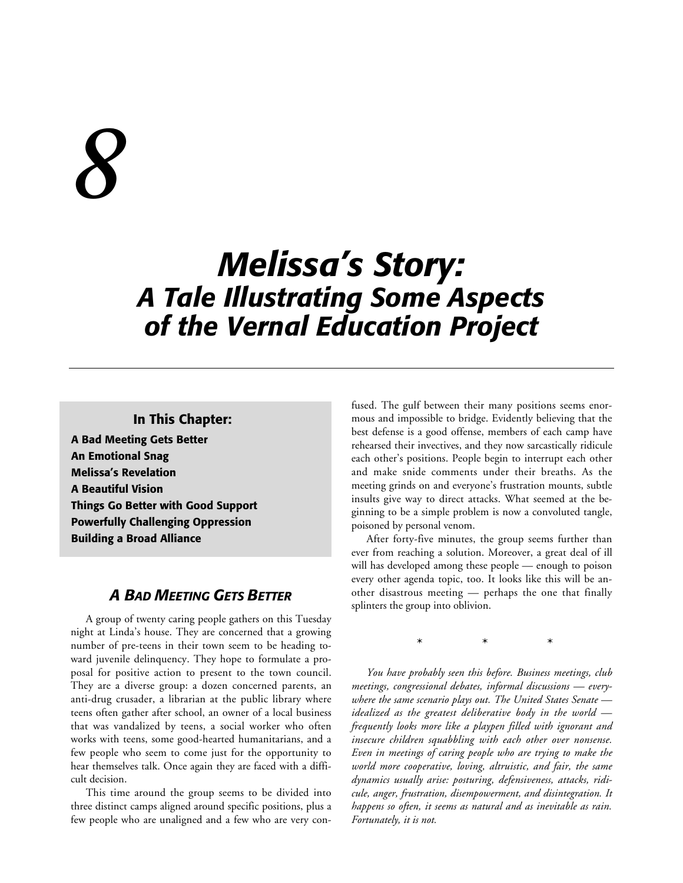# 8

# Melissa's Story: A Tale Illustrating Some Aspects of the Vernal Education Project

**In This Chapter:**

**A Bad Meeting Gets Better**
**An Emotional Snag**
**Melissa's Revelation**
**A Beautiful Vision**
**Things Go Better with Good Support**
**Powerfully Challenging Oppression**
**Building a Broad Alliance**

## *A Bad Meeting Gets Better*

A group of twenty caring people gathers on this Tuesday night at Linda's house. They are concerned that a growing number of pre-teens in their town seem to be heading toward juvenile delinquency. They hope to formulate a proposal for positive action to present to the town council. They are a diverse group: a dozen concerned parents, an anti-drug crusader, a librarian at the public library where teens often gather after school, an owner of a local business that was vandalized by teens, a social worker who often works with teens, some good-hearted humanitarians, and a few people who seem to come just for the opportunity to hear themselves talk. Once again they are faced with a difficult decision.

This time around the group seems to be divided into three distinct camps aligned around specific positions, plus a few people who are unaligned and a few who are very confused. The gulf between their many positions seems enormous and impossible to bridge. Evidently believing that the best defense is a good offense, members of each camp have rehearsed their invectives, and they now sarcastically ridicule each other's positions. People begin to interrupt each other and make snide comments under their breaths. As the meeting grinds on and everyone's frustration mounts, subtle insults give way to direct attacks. What seemed at the beginning to be a simple problem is now a convoluted tangle, poisoned by personal venom.

After forty-five minutes, the group seems further than ever from reaching a solution. Moreover, a great deal of ill will has developed among these people — enough to poison every other agenda topic, too. It looks like this will be another disastrous meeting — perhaps the one that finally splinters the group into oblivion.

\* \* \*

*You have probably seen this before. Business meetings, club meetings, congressional debates, informal discussions — everywhere the same scenario plays out. The United States Senate — idealized as the greatest deliberative body in the world — frequently looks more like a playpen filled with ignorant and insecure children squabbling with each other over nonsense. Even in meetings of caring people who are trying to make the world more cooperative, loving, altruistic, and fair, the same dynamics usually arise: posturing, defensiveness, attacks, ridicule, anger, frustration, disempowerment, and disintegration. It happens so often, it seems as natural and as inevitable as rain. Fortunately, it is not.*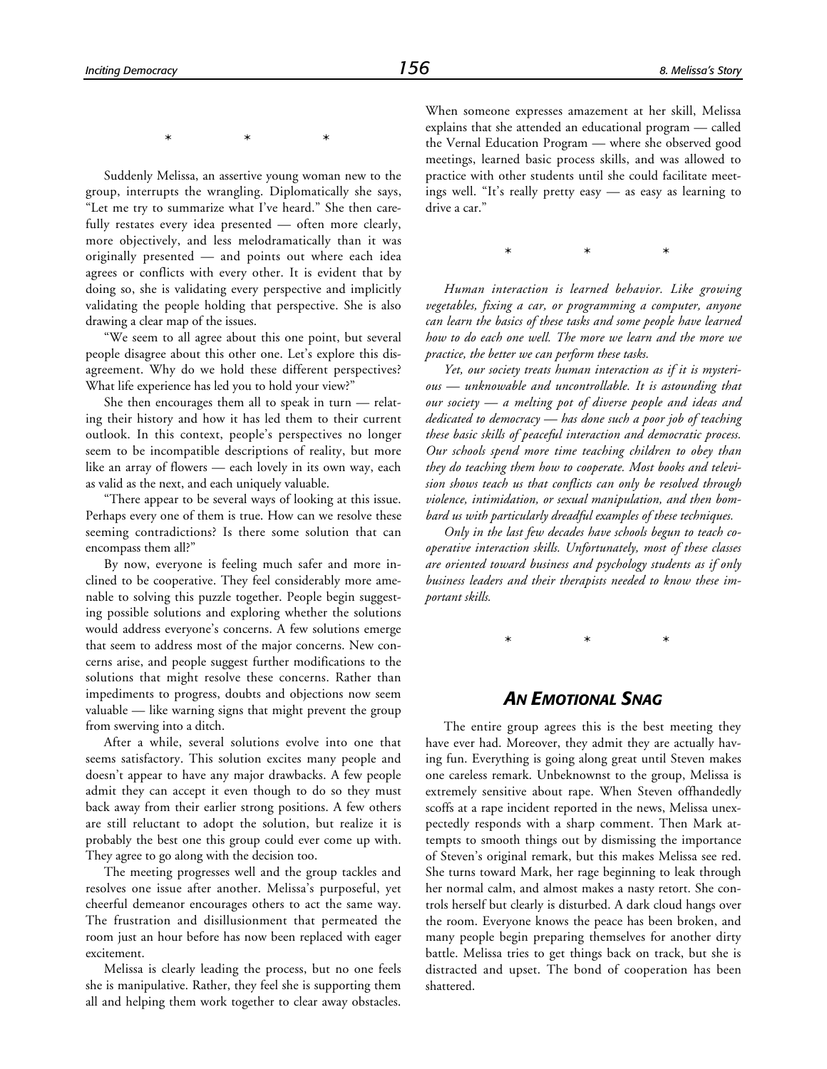\*   \*   \*

Suddenly Melissa, an assertive young woman new to the group, interrupts the wrangling. Diplomatically she says, "Let me try to summarize what I've heard." She then carefully restates every idea presented — often more clearly, more objectively, and less melodramatically than it was originally presented — and points out where each idea agrees or conflicts with every other. It is evident that by doing so, she is validating every perspective and implicitly validating the people holding that perspective. She is also drawing a clear map of the issues.

"We seem to all agree about this one point, but several people disagree about this other one. Let's explore this disagreement. Why do we hold these different perspectives? What life experience has led you to hold your view?"

She then encourages them all to speak in turn — relating their history and how it has led them to their current outlook. In this context, people's perspectives no longer seem to be incompatible descriptions of reality, but more like an array of flowers — each lovely in its own way, each as valid as the next, and each uniquely valuable.

"There appear to be several ways of looking at this issue. Perhaps every one of them is true. How can we resolve these seeming contradictions? Is there some solution that can encompass them all?"

By now, everyone is feeling much safer and more inclined to be cooperative. They feel considerably more amenable to solving this puzzle together. People begin suggesting possible solutions and exploring whether the solutions would address everyone's concerns. A few solutions emerge that seem to address most of the major concerns. New concerns arise, and people suggest further modifications to the solutions that might resolve these concerns. Rather than impediments to progress, doubts and objections now seem valuable — like warning signs that might prevent the group from swerving into a ditch.

After a while, several solutions evolve into one that seems satisfactory. This solution excites many people and doesn't appear to have any major drawbacks. A few people admit they can accept it even though to do so they must back away from their earlier strong positions. A few others are still reluctant to adopt the solution, but realize it is probably the best one this group could ever come up with. They agree to go along with the decision too.

The meeting progresses well and the group tackles and resolves one issue after another. Melissa's purposeful, yet cheerful demeanor encourages others to act the same way. The frustration and disillusionment that permeated the room just an hour before has now been replaced with eager excitement.

Melissa is clearly leading the process, but no one feels she is manipulative. Rather, they feel she is supporting them all and helping them work together to clear away obstacles. When someone expresses amazement at her skill, Melissa explains that she attended an educational program — called the Vernal Education Program — where she observed good meetings, learned basic process skills, and was allowed to practice with other students until she could facilitate meetings well. "It's really pretty easy — as easy as learning to drive a car."

\*   \*   \*

*Human interaction is learned behavior. Like growing vegetables, fixing a car, or programming a computer, anyone can learn the basics of these tasks and some people have learned how to do each one well. The more we learn and the more we practice, the better we can perform these tasks.*

*Yet, our society treats human interaction as if it is mysterious — unknowable and uncontrollable. It is astounding that our society — a melting pot of diverse people and ideas and dedicated to democracy — has done such a poor job of teaching these basic skills of peaceful interaction and democratic process. Our schools spend more time teaching children to obey than they do teaching them how to cooperate. Most books and television shows teach us that conflicts can only be resolved through violence, intimidation, or sexual manipulation, and then bombard us with particularly dreadful examples of these techniques.*

*Only in the last few decades have schools begun to teach cooperative interaction skills. Unfortunately, most of these classes are oriented toward business and psychology students as if only business leaders and their therapists needed to know these important skills.*

\*   \*   \*

## *An Emotional Snag*

The entire group agrees this is the best meeting they have ever had. Moreover, they admit they are actually having fun. Everything is going along great until Steven makes one careless remark. Unbeknownst to the group, Melissa is extremely sensitive about rape. When Steven offhandedly scoffs at a rape incident reported in the news, Melissa unexpectedly responds with a sharp comment. Then Mark attempts to smooth things out by dismissing the importance of Steven's original remark, but this makes Melissa see red. She turns toward Mark, her rage beginning to leak through her normal calm, and almost makes a nasty retort. She controls herself but clearly is disturbed. A dark cloud hangs over the room. Everyone knows the peace has been broken, and many people begin preparing themselves for another dirty battle. Melissa tries to get things back on track, but she is distracted and upset. The bond of cooperation has been shattered.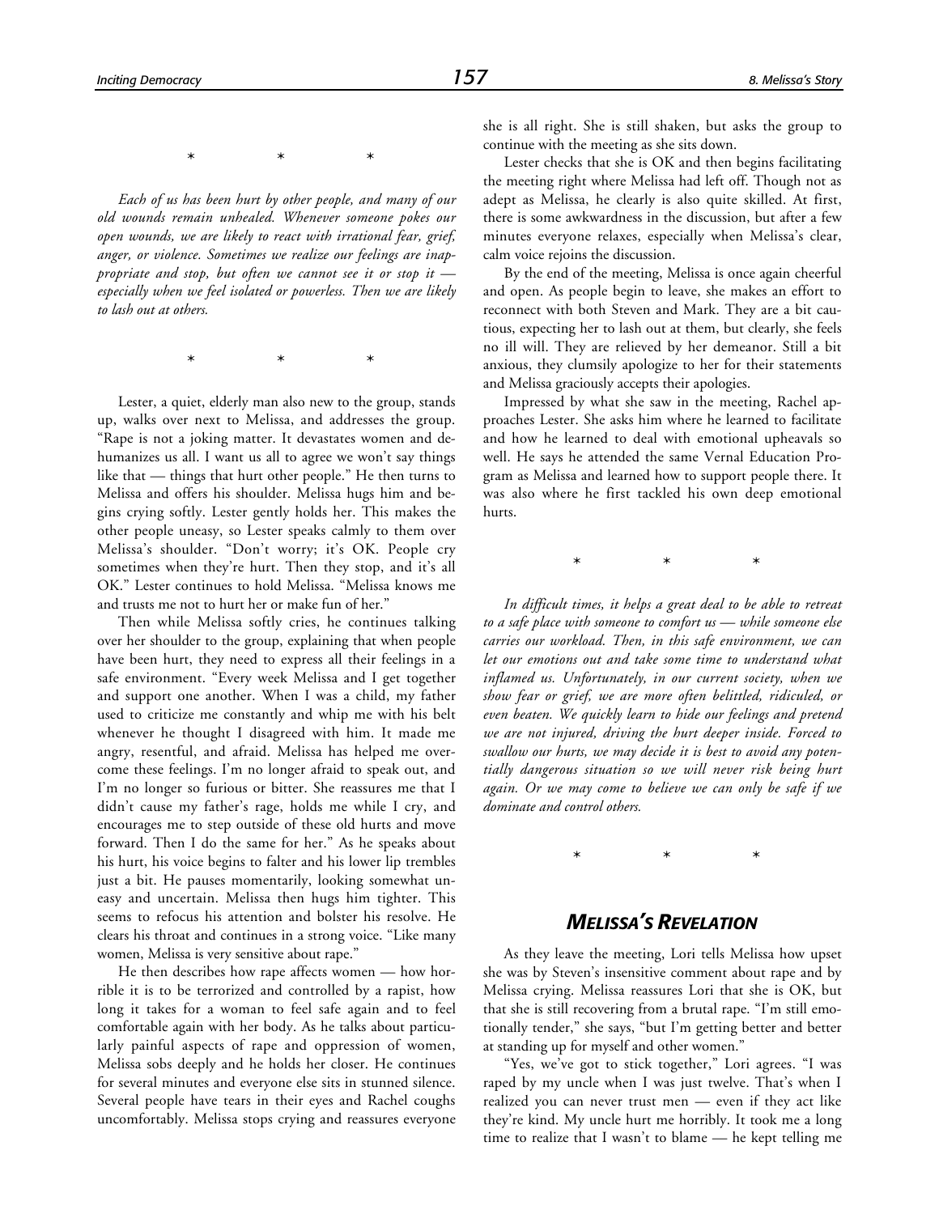\*    \*    \*

*Each of us has been hurt by other people, and many of our old wounds remain unhealed. Whenever someone pokes our open wounds, we are likely to react with irrational fear, grief, anger, or violence. Sometimes we realize our feelings are inappropriate and stop, but often we cannot see it or stop it — especially when we feel isolated or powerless. Then we are likely to lash out at others.*

\*    \*    \*

Lester, a quiet, elderly man also new to the group, stands up, walks over next to Melissa, and addresses the group. "Rape is not a joking matter. It devastates women and dehumanizes us all. I want us all to agree we won't say things like that — things that hurt other people." He then turns to Melissa and offers his shoulder. Melissa hugs him and begins crying softly. Lester gently holds her. This makes the other people uneasy, so Lester speaks calmly to them over Melissa's shoulder. "Don't worry; it's OK. People cry sometimes when they're hurt. Then they stop, and it's all OK." Lester continues to hold Melissa. "Melissa knows me and trusts me not to hurt her or make fun of her."

Then while Melissa softly cries, he continues talking over her shoulder to the group, explaining that when people have been hurt, they need to express all their feelings in a safe environment. "Every week Melissa and I get together and support one another. When I was a child, my father used to criticize me constantly and whip me with his belt whenever he thought I disagreed with him. It made me angry, resentful, and afraid. Melissa has helped me overcome these feelings. I'm no longer afraid to speak out, and I'm no longer so furious or bitter. She reassures me that I didn't cause my father's rage, holds me while I cry, and encourages me to step outside of these old hurts and move forward. Then I do the same for her." As he speaks about his hurt, his voice begins to falter and his lower lip trembles just a bit. He pauses momentarily, looking somewhat uneasy and uncertain. Melissa then hugs him tighter. This seems to refocus his attention and bolster his resolve. He clears his throat and continues in a strong voice. "Like many women, Melissa is very sensitive about rape."

He then describes how rape affects women — how horrible it is to be terrorized and controlled by a rapist, how long it takes for a woman to feel safe again and to feel comfortable again with her body. As he talks about particularly painful aspects of rape and oppression of women, Melissa sobs deeply and he holds her closer. He continues for several minutes and everyone else sits in stunned silence. Several people have tears in their eyes and Rachel coughs uncomfortably. Melissa stops crying and reassures everyone she is all right. She is still shaken, but asks the group to continue with the meeting as she sits down.

Lester checks that she is OK and then begins facilitating the meeting right where Melissa had left off. Though not as adept as Melissa, he clearly is also quite skilled. At first, there is some awkwardness in the discussion, but after a few minutes everyone relaxes, especially when Melissa's clear, calm voice rejoins the discussion.

By the end of the meeting, Melissa is once again cheerful and open. As people begin to leave, she makes an effort to reconnect with both Steven and Mark. They are a bit cautious, expecting her to lash out at them, but clearly, she feels no ill will. They are relieved by her demeanor. Still a bit anxious, they clumsily apologize to her for their statements and Melissa graciously accepts their apologies.

Impressed by what she saw in the meeting, Rachel approaches Lester. She asks him where he learned to facilitate and how he learned to deal with emotional upheavals so well. He says he attended the same Vernal Education Program as Melissa and learned how to support people there. It was also where he first tackled his own deep emotional hurts.

\*    \*    \*

*In difficult times, it helps a great deal to be able to retreat to a safe place with someone to comfort us — while someone else carries our workload. Then, in this safe environment, we can let our emotions out and take some time to understand what inflamed us. Unfortunately, in our current society, when we show fear or grief, we are more often belittled, ridiculed, or even beaten. We quickly learn to hide our feelings and pretend we are not injured, driving the hurt deeper inside. Forced to swallow our hurts, we may decide it is best to avoid any potentially dangerous situation so we will never risk being hurt again. Or we may come to believe we can only be safe if we dominate and control others.*

\*    \*    \*

## MELISSA'S REVELATION

As they leave the meeting, Lori tells Melissa how upset she was by Steven's insensitive comment about rape and by Melissa crying. Melissa reassures Lori that she is OK, but that she is still recovering from a brutal rape. "I'm still emotionally tender," she says, "but I'm getting better and better at standing up for myself and other women."

"Yes, we've got to stick together," Lori agrees. "I was raped by my uncle when I was just twelve. That's when I realized you can never trust men — even if they act like they're kind. My uncle hurt me horribly. It took me a long time to realize that I wasn't to blame — he kept telling me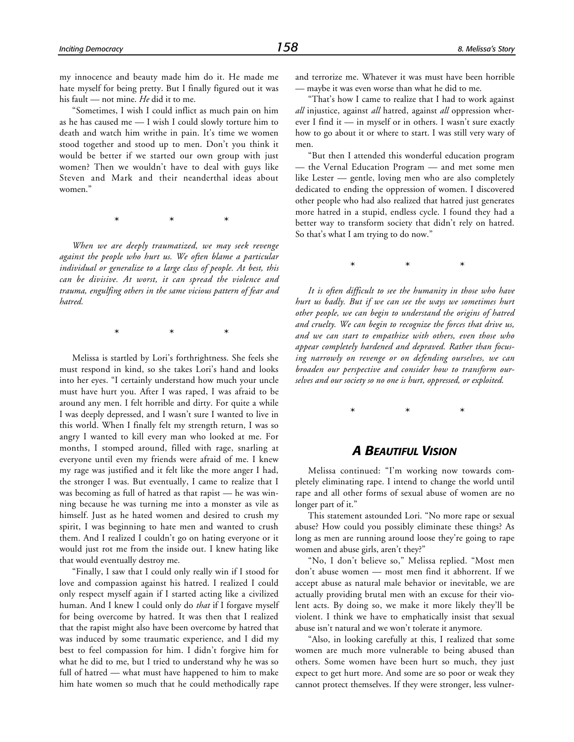my innocence and beauty made him do it. He made me hate myself for being pretty. But I finally figured out it was his fault — not mine. *He* did it to me.

"Sometimes, I wish I could inflict as much pain on him as he has caused me — I wish I could slowly torture him to death and watch him writhe in pain. It's time we women stood together and stood up to men. Don't you think it would be better if we started our own group with just women? Then we wouldn't have to deal with guys like Steven and Mark and their neanderthal ideas about women."

\* \* \*

*When we are deeply traumatized, we may seek revenge against the people who hurt us. We often blame a particular individual or generalize to a large class of people. At best, this can be divisive. At worst, it can spread the violence and trauma, engulfing others in the same vicious pattern of fear and hatred.*

\* \* \*

Melissa is startled by Lori's forthrightness. She feels she must respond in kind, so she takes Lori's hand and looks into her eyes. "I certainly understand how much your uncle must have hurt you. After I was raped, I was afraid to be around any men. I felt horrible and dirty. For quite a while I was deeply depressed, and I wasn't sure I wanted to live in this world. When I finally felt my strength return, I was so angry I wanted to kill every man who looked at me. For months, I stomped around, filled with rage, snarling at everyone until even my friends were afraid of me. I knew my rage was justified and it felt like the more anger I had, the stronger I was. But eventually, I came to realize that I was becoming as full of hatred as that rapist — he was winning because he was turning me into a monster as vile as himself. Just as he hated women and desired to crush my spirit, I was beginning to hate men and wanted to crush them. And I realized I couldn't go on hating everyone or it would just rot me from the inside out. I knew hating like that would eventually destroy me.

"Finally, I saw that I could only really win if I stood for love and compassion against his hatred. I realized I could only respect myself again if I started acting like a civilized human. And I knew I could only do *that* if I forgave myself for being overcome by hatred. It was then that I realized that the rapist might also have been overcome by hatred that was induced by some traumatic experience, and I did my best to feel compassion for him. I didn't forgive him for what he did to me, but I tried to understand why he was so full of hatred — what must have happened to him to make him hate women so much that he could methodically rape and terrorize me. Whatever it was must have been horrible — maybe it was even worse than what he did to me.

"That's how I came to realize that I had to work against *all* injustice, against *all* hatred, against *all* oppression wherever I find it — in myself or in others. I wasn't sure exactly how to go about it or where to start. I was still very wary of men.

"But then I attended this wonderful education program — the Vernal Education Program — and met some men like Lester — gentle, loving men who are also completely dedicated to ending the oppression of women. I discovered other people who had also realized that hatred just generates more hatred in a stupid, endless cycle. I found they had a better way to transform society that didn't rely on hatred. So that's what I am trying to do now."

\* \* \*

*It is often difficult to see the humanity in those who have hurt us badly. But if we can see the ways we sometimes hurt other people, we can begin to understand the origins of hatred and cruelty. We can begin to recognize the forces that drive us, and we can start to empathize with others, even those who appear completely hardened and depraved. Rather than focusing narrowly on revenge or on defending ourselves, we can broaden our perspective and consider how to transform ourselves and our society so no one is hurt, oppressed, or exploited.*

\* \* \*

## A Beautiful Vision

Melissa continued: "I'm working now towards completely eliminating rape. I intend to change the world until rape and all other forms of sexual abuse of women are no longer part of it."

This statement astounded Lori. "No more rape or sexual abuse? How could you possibly eliminate these things? As long as men are running around loose they're going to rape women and abuse girls, aren't they?"

"No, I don't believe so," Melissa replied. "Most men don't abuse women — most men find it abhorrent. If we accept abuse as natural male behavior or inevitable, we are actually providing brutal men with an excuse for their violent acts. By doing so, we make it more likely they'll be violent. I think we have to emphatically insist that sexual abuse isn't natural and we won't tolerate it anymore.

"Also, in looking carefully at this, I realized that some women are much more vulnerable to being abused than others. Some women have been hurt so much, they just expect to get hurt more. And some are so poor or weak they cannot protect themselves. If they were stronger, less vulner-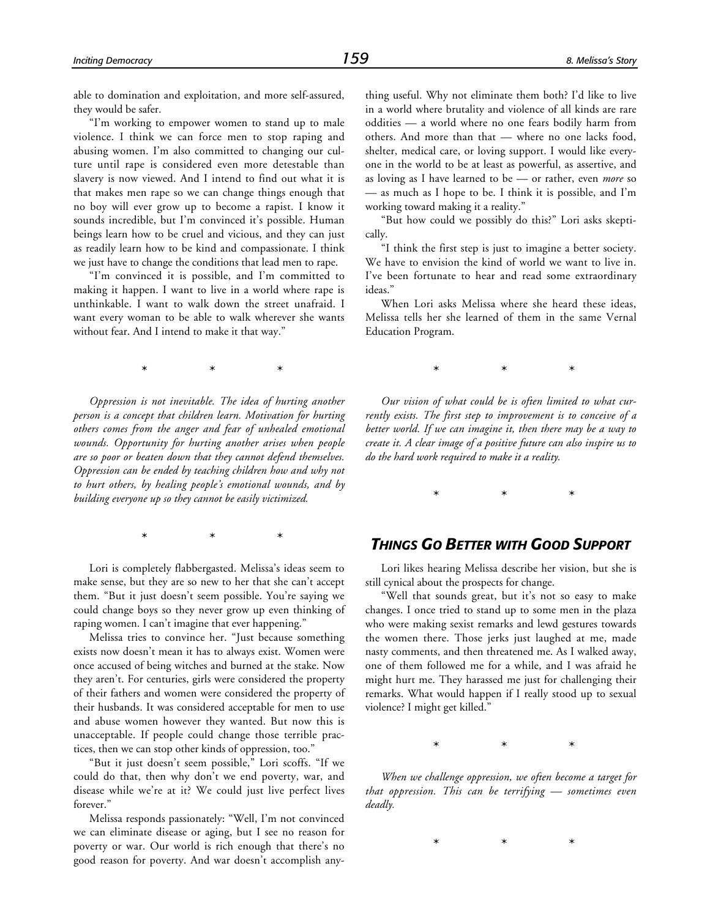able to domination and exploitation, and more self-assured, they would be safer.

"I'm working to empower women to stand up to male violence. I think we can force men to stop raping and abusing women. I'm also committed to changing our culture until rape is considered even more detestable than slavery is now viewed. And I intend to find out what it is that makes men rape so we can change things enough that no boy will ever grow up to become a rapist. I know it sounds incredible, but I'm convinced it's possible. Human beings learn how to be cruel and vicious, and they can just as readily learn how to be kind and compassionate. I think we just have to change the conditions that lead men to rape.

"I'm convinced it is possible, and I'm committed to making it happen. I want to live in a world where rape is unthinkable. I want to walk down the street unafraid. I want every woman to be able to walk wherever she wants without fear. And I intend to make it that way."

\* \* \*

*Oppression is not inevitable. The idea of hurting another person is a concept that children learn. Motivation for hurting others comes from the anger and fear of unhealed emotional wounds. Opportunity for hurting another arises when people are so poor or beaten down that they cannot defend themselves. Oppression can be ended by teaching children how and why not to hurt others, by healing people's emotional wounds, and by building everyone up so they cannot be easily victimized.*

\* \* \*

Lori is completely flabbergasted. Melissa's ideas seem to make sense, but they are so new to her that she can't accept them. "But it just doesn't seem possible. You're saying we could change boys so they never grow up even thinking of raping women. I can't imagine that ever happening."

Melissa tries to convince her. "Just because something exists now doesn't mean it has to always exist. Women were once accused of being witches and burned at the stake. Now they aren't. For centuries, girls were considered the property of their fathers and women were considered the property of their husbands. It was considered acceptable for men to use and abuse women however they wanted. But now this is unacceptable. If people could change those terrible practices, then we can stop other kinds of oppression, too."

"But it just doesn't seem possible," Lori scoffs. "If we could do that, then why don't we end poverty, war, and disease while we're at it? We could just live perfect lives forever."

Melissa responds passionately: "Well, I'm not convinced we can eliminate disease or aging, but I see no reason for poverty or war. Our world is rich enough that there's no good reason for poverty. And war doesn't accomplish anything useful. Why not eliminate them both? I'd like to live in a world where brutality and violence of all kinds are rare oddities — a world where no one fears bodily harm from others. And more than that — where no one lacks food, shelter, medical care, or loving support. I would like everyone in the world to be at least as powerful, as assertive, and as loving as I have learned to be — or rather, even *more* so — as much as I hope to be. I think it is possible, and I'm working toward making it a reality."

"But how could we possibly do this?" Lori asks skeptically.

"I think the first step is just to imagine a better society. We have to envision the kind of world we want to live in. I've been fortunate to hear and read some extraordinary ideas."

When Lori asks Melissa where she heard these ideas, Melissa tells her she learned of them in the same Vernal Education Program.

\* \* \*

*Our vision of what could be is often limited to what currently exists. The first step to improvement is to conceive of a better world. If we can imagine it, then there may be a way to create it. A clear image of a positive future can also inspire us to do the hard work required to make it a reality.*

\* \* \*

## *Things Go Better with Good Support*

Lori likes hearing Melissa describe her vision, but she is still cynical about the prospects for change.

"Well that sounds great, but it's not so easy to make changes. I once tried to stand up to some men in the plaza who were making sexist remarks and lewd gestures towards the women there. Those jerks just laughed at me, made nasty comments, and then threatened me. As I walked away, one of them followed me for a while, and I was afraid he might hurt me. They harassed me just for challenging their remarks. What would happen if I really stood up to sexual violence? I might get killed."

\* \* \*

*When we challenge oppression, we often become a target for that oppression. This can be terrifying — sometimes even deadly.*

\* \* \*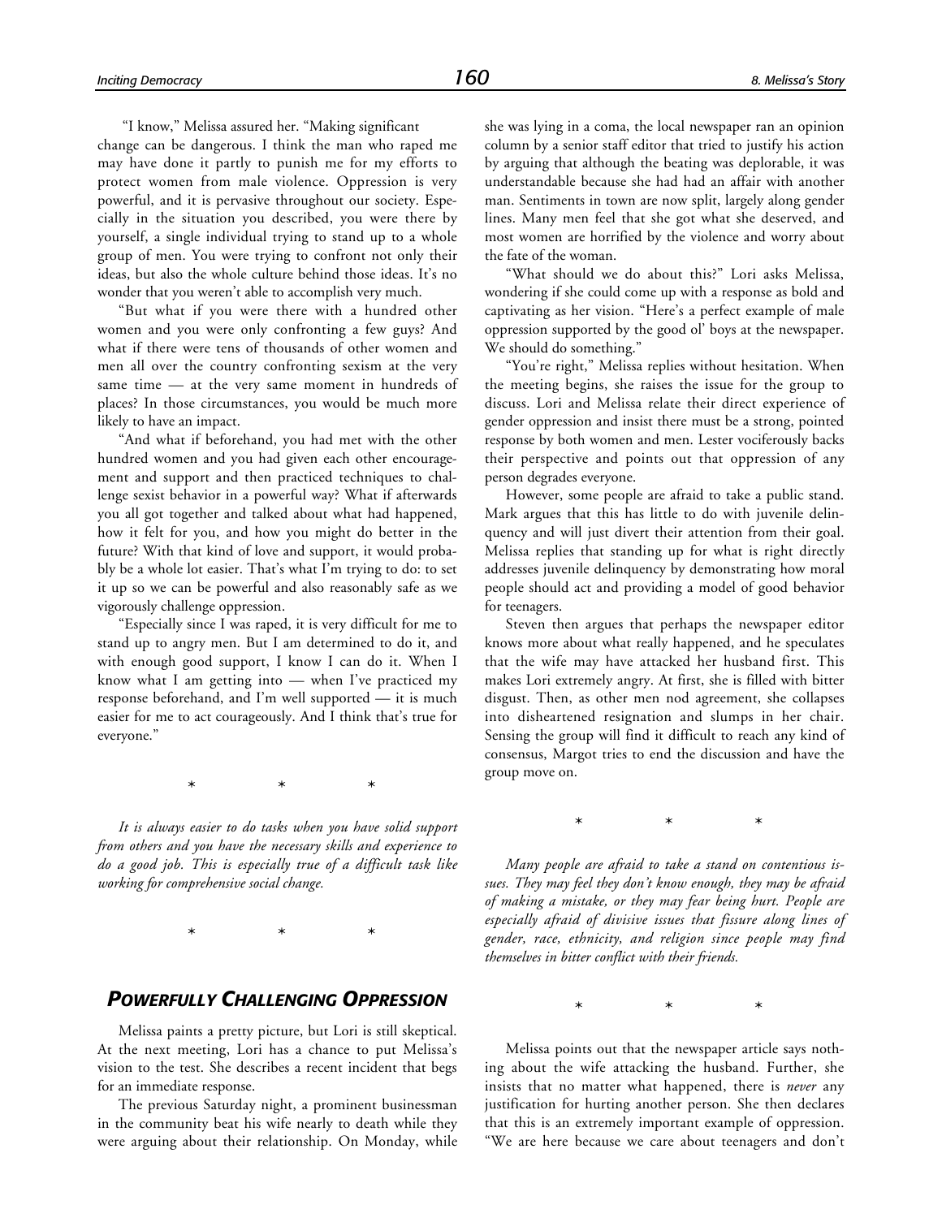"I know," Melissa assured her. "Making significant change can be dangerous. I think the man who raped me may have done it partly to punish me for my efforts to protect women from male violence. Oppression is very powerful, and it is pervasive throughout our society. Especially in the situation you described, you were there by yourself, a single individual trying to stand up to a whole group of men. You were trying to confront not only their ideas, but also the whole culture behind those ideas. It's no wonder that you weren't able to accomplish very much.

"But what if you were there with a hundred other women and you were only confronting a few guys? And what if there were tens of thousands of other women and men all over the country confronting sexism at the very same time — at the very same moment in hundreds of places? In those circumstances, you would be much more likely to have an impact.

"And what if beforehand, you had met with the other hundred women and you had given each other encouragement and support and then practiced techniques to challenge sexist behavior in a powerful way? What if afterwards you all got together and talked about what had happened, how it felt for you, and how you might do better in the future? With that kind of love and support, it would probably be a whole lot easier. That's what I'm trying to do: to set it up so we can be powerful and also reasonably safe as we vigorously challenge oppression.

"Especially since I was raped, it is very difficult for me to stand up to angry men. But I am determined to do it, and with enough good support, I know I can do it. When I know what I am getting into — when I've practiced my response beforehand, and I'm well supported — it is much easier for me to act courageously. And I think that's true for everyone."

\* \* \*

*It is always easier to do tasks when you have solid support from others and you have the necessary skills and experience to do a good job. This is especially true of a difficult task like working for comprehensive social change.*

\* \* \*

## *Powerfully Challenging Oppression*

Melissa paints a pretty picture, but Lori is still skeptical. At the next meeting, Lori has a chance to put Melissa's vision to the test. She describes a recent incident that begs for an immediate response.

The previous Saturday night, a prominent businessman in the community beat his wife nearly to death while they were arguing about their relationship. On Monday, while she was lying in a coma, the local newspaper ran an opinion column by a senior staff editor that tried to justify his action by arguing that although the beating was deplorable, it was understandable because she had had an affair with another man. Sentiments in town are now split, largely along gender lines. Many men feel that she got what she deserved, and most women are horrified by the violence and worry about the fate of the woman.

"What should we do about this?" Lori asks Melissa, wondering if she could come up with a response as bold and captivating as her vision. "Here's a perfect example of male oppression supported by the good ol' boys at the newspaper. We should do something."

"You're right," Melissa replies without hesitation. When the meeting begins, she raises the issue for the group to discuss. Lori and Melissa relate their direct experience of gender oppression and insist there must be a strong, pointed response by both women and men. Lester vociferously backs their perspective and points out that oppression of any person degrades everyone.

However, some people are afraid to take a public stand. Mark argues that this has little to do with juvenile delinquency and will just divert their attention from their goal. Melissa replies that standing up for what is right directly addresses juvenile delinquency by demonstrating how moral people should act and providing a model of good behavior for teenagers.

Steven then argues that perhaps the newspaper editor knows more about what really happened, and he speculates that the wife may have attacked her husband first. This makes Lori extremely angry. At first, she is filled with bitter disgust. Then, as other men nod agreement, she collapses into disheartened resignation and slumps in her chair. Sensing the group will find it difficult to reach any kind of consensus, Margot tries to end the discussion and have the group move on.

\* \* \*

*Many people are afraid to take a stand on contentious issues. They may feel they don't know enough, they may be afraid of making a mistake, or they may fear being hurt. People are especially afraid of divisive issues that fissure along lines of gender, race, ethnicity, and religion since people may find themselves in bitter conflict with their friends.*

\* \* \*

Melissa points out that the newspaper article says nothing about the wife attacking the husband. Further, she insists that no matter what happened, there is *never* any justification for hurting another person. She then declares that this is an extremely important example of oppression. "We are here because we care about teenagers and don't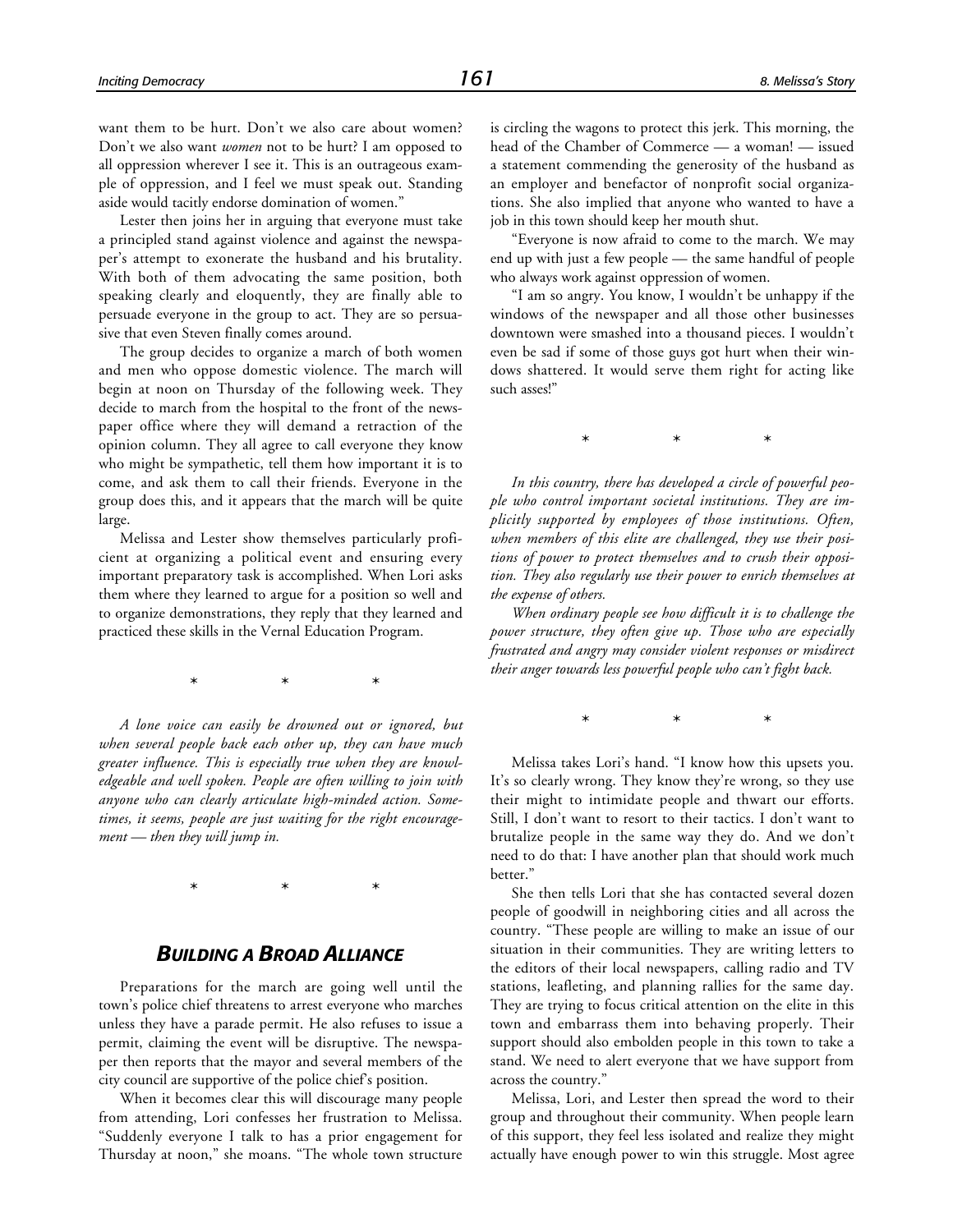want them to be hurt. Don't we also care about women? Don't we also want *women* not to be hurt? I am opposed to all oppression wherever I see it. This is an outrageous example of oppression, and I feel we must speak out. Standing aside would tacitly endorse domination of women."

Lester then joins her in arguing that everyone must take a principled stand against violence and against the newspaper's attempt to exonerate the husband and his brutality. With both of them advocating the same position, both speaking clearly and eloquently, they are finally able to persuade everyone in the group to act. They are so persuasive that even Steven finally comes around.

The group decides to organize a march of both women and men who oppose domestic violence. The march will begin at noon on Thursday of the following week. They decide to march from the hospital to the front of the newspaper office where they will demand a retraction of the opinion column. They all agree to call everyone they know who might be sympathetic, tell them how important it is to come, and ask them to call their friends. Everyone in the group does this, and it appears that the march will be quite large.

Melissa and Lester show themselves particularly proficient at organizing a political event and ensuring every important preparatory task is accomplished. When Lori asks them where they learned to argue for a position so well and to organize demonstrations, they reply that they learned and practiced these skills in the Vernal Education Program.

\* \* \*

*A lone voice can easily be drowned out or ignored, but when several people back each other up, they can have much greater influence. This is especially true when they are knowledgeable and well spoken. People are often willing to join with anyone who can clearly articulate high-minded action. Sometimes, it seems, people are just waiting for the right encouragement — then they will jump in.*

\* \* \*

## *BUILDING A BROAD ALLIANCE*

Preparations for the march are going well until the town's police chief threatens to arrest everyone who marches unless they have a parade permit. He also refuses to issue a permit, claiming the event will be disruptive. The newspaper then reports that the mayor and several members of the city council are supportive of the police chief's position.

When it becomes clear this will discourage many people from attending, Lori confesses her frustration to Melissa. "Suddenly everyone I talk to has a prior engagement for Thursday at noon," she moans. "The whole town structure is circling the wagons to protect this jerk. This morning, the head of the Chamber of Commerce — a woman! — issued a statement commending the generosity of the husband as an employer and benefactor of nonprofit social organizations. She also implied that anyone who wanted to have a job in this town should keep her mouth shut.

"Everyone is now afraid to come to the march. We may end up with just a few people — the same handful of people who always work against oppression of women.

"I am so angry. You know, I wouldn't be unhappy if the windows of the newspaper and all those other businesses downtown were smashed into a thousand pieces. I wouldn't even be sad if some of those guys got hurt when their windows shattered. It would serve them right for acting like such asses!"

\* \* \*

*In this country, there has developed a circle of powerful people who control important societal institutions. They are implicitly supported by employees of those institutions. Often, when members of this elite are challenged, they use their positions of power to protect themselves and to crush their opposition. They also regularly use their power to enrich themselves at the expense of others.*

*When ordinary people see how difficult it is to challenge the power structure, they often give up. Those who are especially frustrated and angry may consider violent responses or misdirect their anger towards less powerful people who can't fight back.*

\* \* \*

Melissa takes Lori's hand. "I know how this upsets you. It's so clearly wrong. They know they're wrong, so they use their might to intimidate people and thwart our efforts. Still, I don't want to resort to their tactics. I don't want to brutalize people in the same way they do. And we don't need to do that: I have another plan that should work much better."

She then tells Lori that she has contacted several dozen people of goodwill in neighboring cities and all across the country. "These people are willing to make an issue of our situation in their communities. They are writing letters to the editors of their local newspapers, calling radio and TV stations, leafleting, and planning rallies for the same day. They are trying to focus critical attention on the elite in this town and embarrass them into behaving properly. Their support should also embolden people in this town to take a stand. We need to alert everyone that we have support from across the country."

Melissa, Lori, and Lester then spread the word to their group and throughout their community. When people learn of this support, they feel less isolated and realize they might actually have enough power to win this struggle. Most agree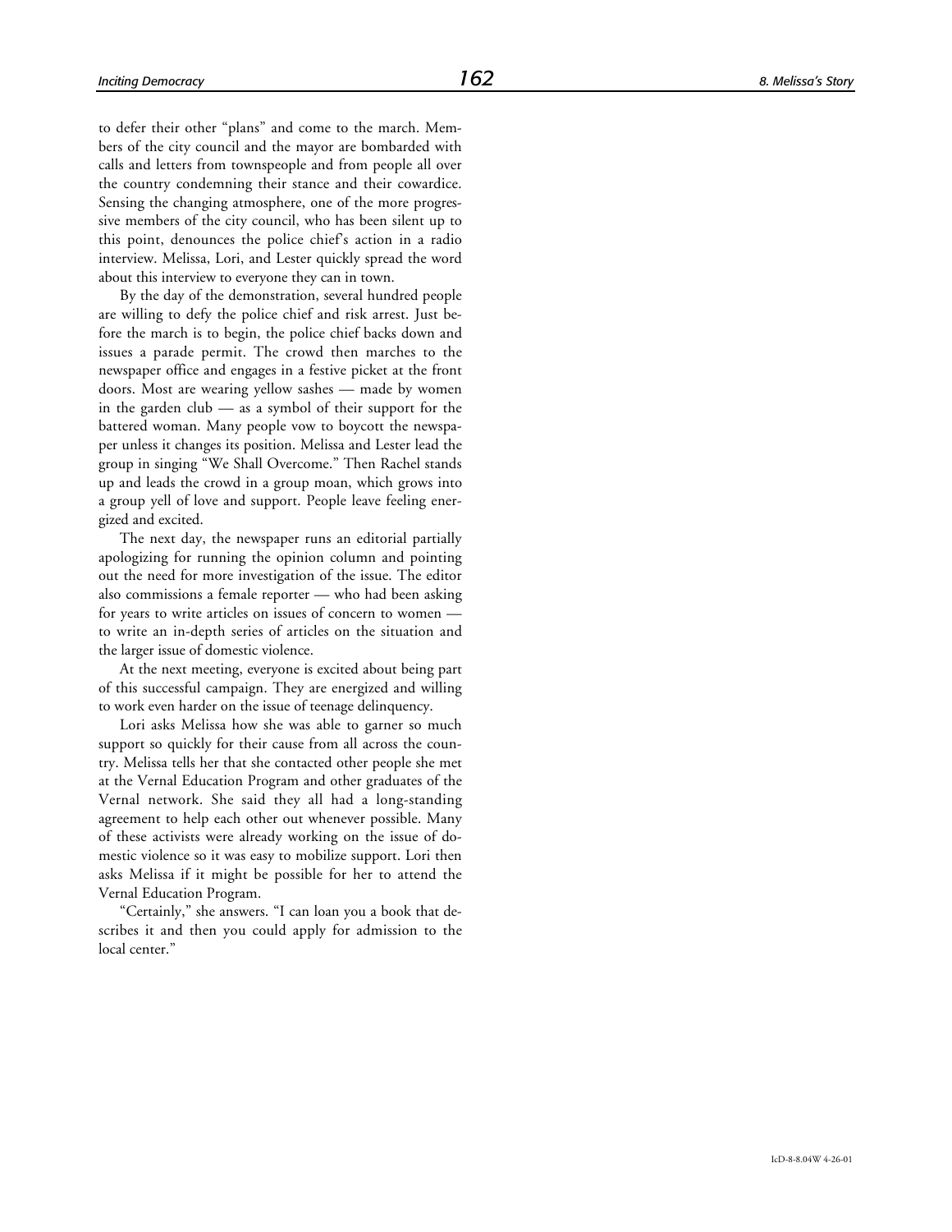to defer their other "plans" and come to the march. Members of the city council and the mayor are bombarded with calls and letters from townspeople and from people all over the country condemning their stance and their cowardice. Sensing the changing atmosphere, one of the more progressive members of the city council, who has been silent up to this point, denounces the police chief's action in a radio interview. Melissa, Lori, and Lester quickly spread the word about this interview to everyone they can in town.

By the day of the demonstration, several hundred people are willing to defy the police chief and risk arrest. Just before the march is to begin, the police chief backs down and issues a parade permit. The crowd then marches to the newspaper office and engages in a festive picket at the front doors. Most are wearing yellow sashes — made by women in the garden club — as a symbol of their support for the battered woman. Many people vow to boycott the newspaper unless it changes its position. Melissa and Lester lead the group in singing "We Shall Overcome." Then Rachel stands up and leads the crowd in a group moan, which grows into a group yell of love and support. People leave feeling energized and excited.

The next day, the newspaper runs an editorial partially apologizing for running the opinion column and pointing out the need for more investigation of the issue. The editor also commissions a female reporter — who had been asking for years to write articles on issues of concern to women — to write an in-depth series of articles on the situation and the larger issue of domestic violence.

At the next meeting, everyone is excited about being part of this successful campaign. They are energized and willing to work even harder on the issue of teenage delinquency.

Lori asks Melissa how she was able to garner so much support so quickly for their cause from all across the country. Melissa tells her that she contacted other people she met at the Vernal Education Program and other graduates of the Vernal network. She said they all had a long-standing agreement to help each other out whenever possible. Many of these activists were already working on the issue of domestic violence so it was easy to mobilize support. Lori then asks Melissa if it might be possible for her to attend the Vernal Education Program.

"Certainly," she answers. "I can loan you a book that describes it and then you could apply for admission to the local center."